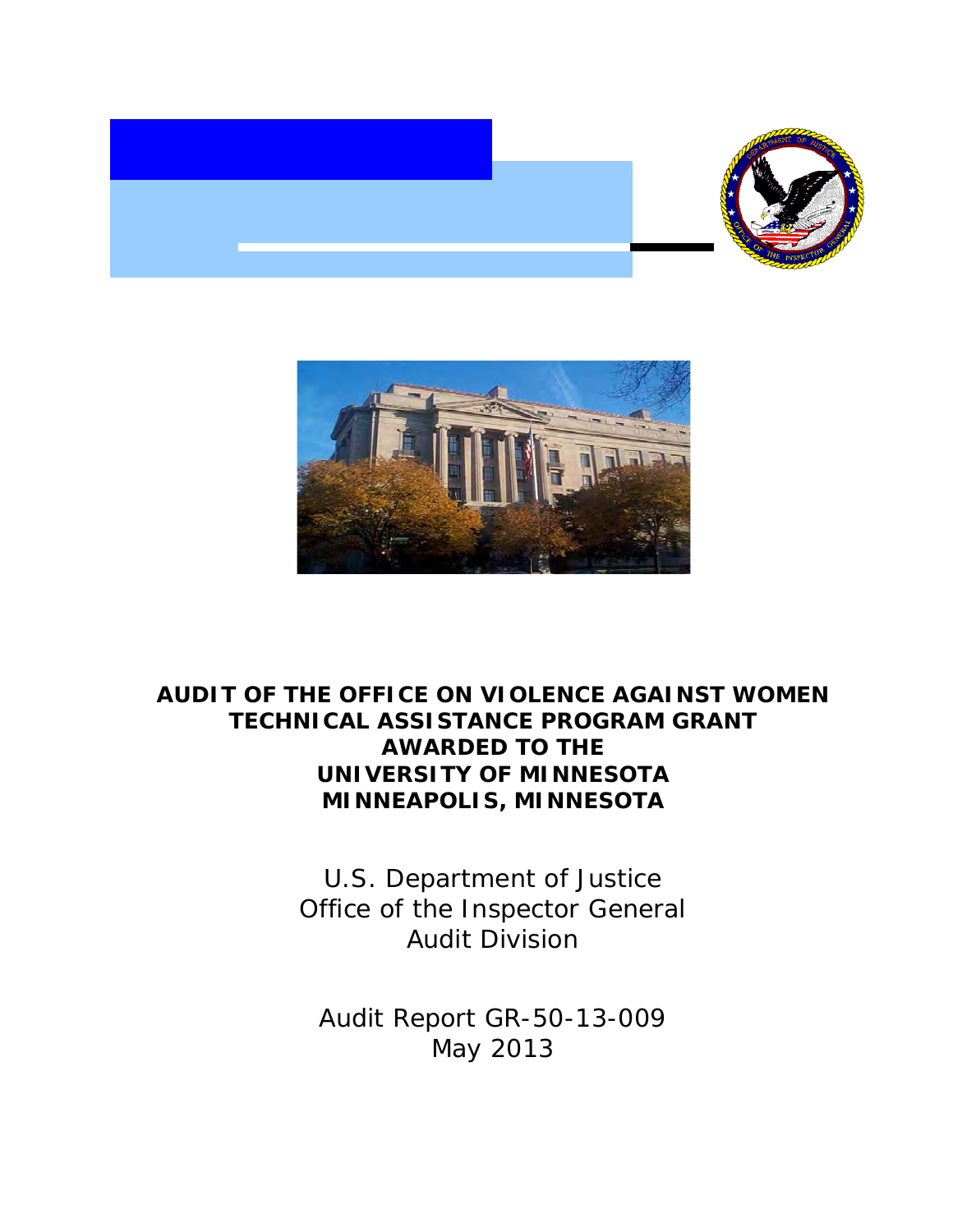# AUDIT OF THE OFFICE ON VIOLENCE AGAINST WOMEN TECHNICAL ASSISTANCE PROGRAM GRANT AWARDED TO THE UNIVERSITY OF MINNESOTA MINNEAPOLIS, MINNESOTA

U.S. Department of Justice
Office of the Inspector General
Audit Division

Audit Report GR-50-13-009
May 2013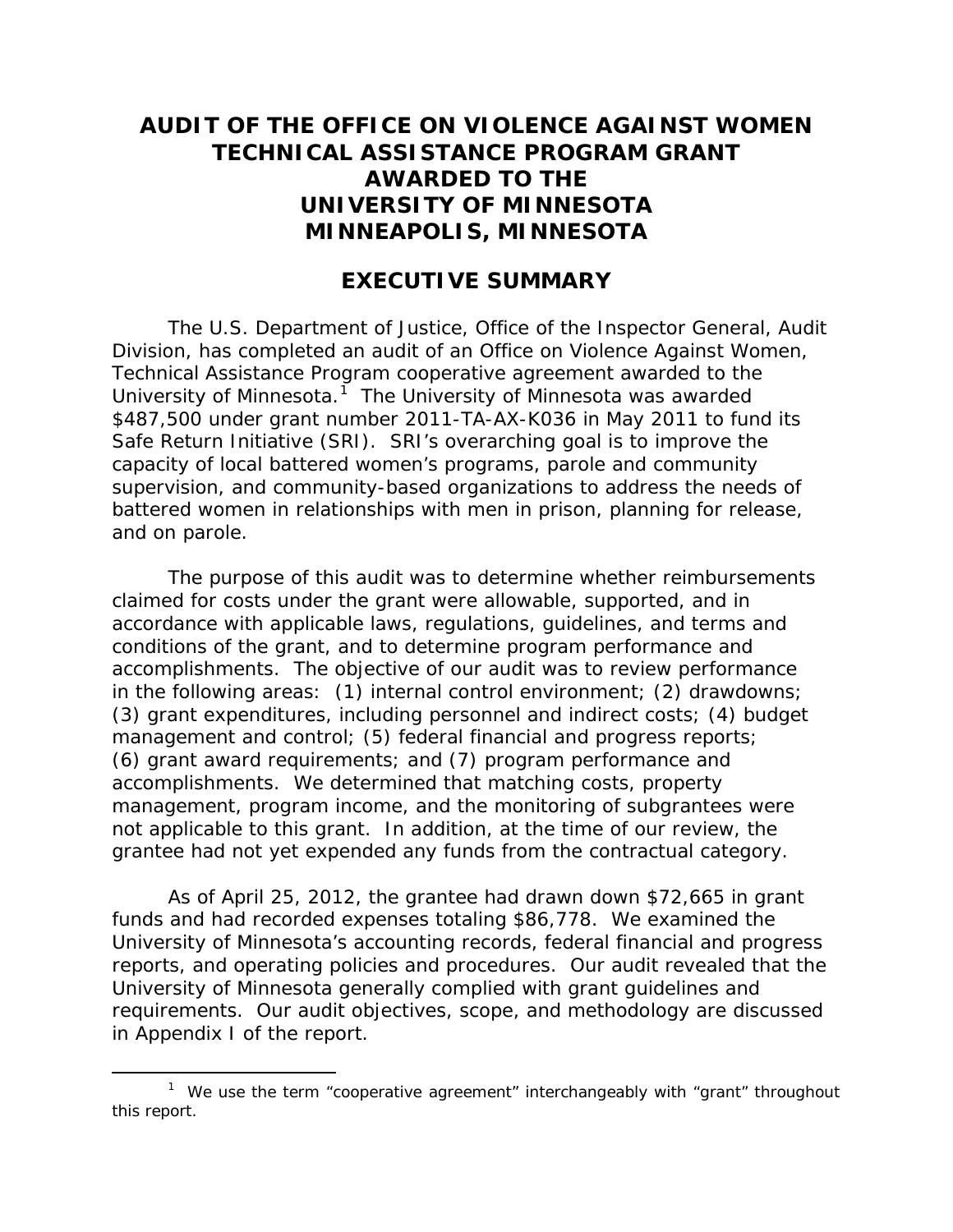# AUDIT OF THE OFFICE ON VIOLENCE AGAINST WOMEN TECHNICAL ASSISTANCE PROGRAM GRANT AWARDED TO THE UNIVERSITY OF MINNESOTA MINNEAPOLIS, MINNESOTA

## EXECUTIVE SUMMARY

The U.S. Department of Justice, Office of the Inspector General, Audit Division, has completed an audit of an Office on Violence Against Women, Technical Assistance Program cooperative agreement awarded to the University of Minnesota.[1] The University of Minnesota was awarded \$487,500 under grant number 2011-TA-AX-K036 in May 2011 to fund its Safe Return Initiative (SRI). SRI's overarching goal is to improve the capacity of local battered women's programs, parole and community supervision, and community-based organizations to address the needs of battered women in relationships with men in prison, planning for release, and on parole.

The purpose of this audit was to determine whether reimbursements claimed for costs under the grant were allowable, supported, and in accordance with applicable laws, regulations, guidelines, and terms and conditions of the grant, and to determine program performance and accomplishments. The objective of our audit was to review performance in the following areas: (1) internal control environment; (2) drawdowns; (3) grant expenditures, including personnel and indirect costs; (4) budget management and control; (5) federal financial and progress reports; (6) grant award requirements; and (7) program performance and accomplishments. We determined that matching costs, property management, program income, and the monitoring of subgrantees were not applicable to this grant. In addition, at the time of our review, the grantee had not yet expended any funds from the contractual category.

As of April 25, 2012, the grantee had drawn down \$72,665 in grant funds and had recorded expenses totaling \$86,778. We examined the University of Minnesota's accounting records, federal financial and progress reports, and operating policies and procedures. Our audit revealed that the University of Minnesota generally complied with grant guidelines and requirements. Our audit objectives, scope, and methodology are discussed in Appendix I of the report.

[1] We use the term "cooperative agreement" interchangeably with "grant" throughout this report.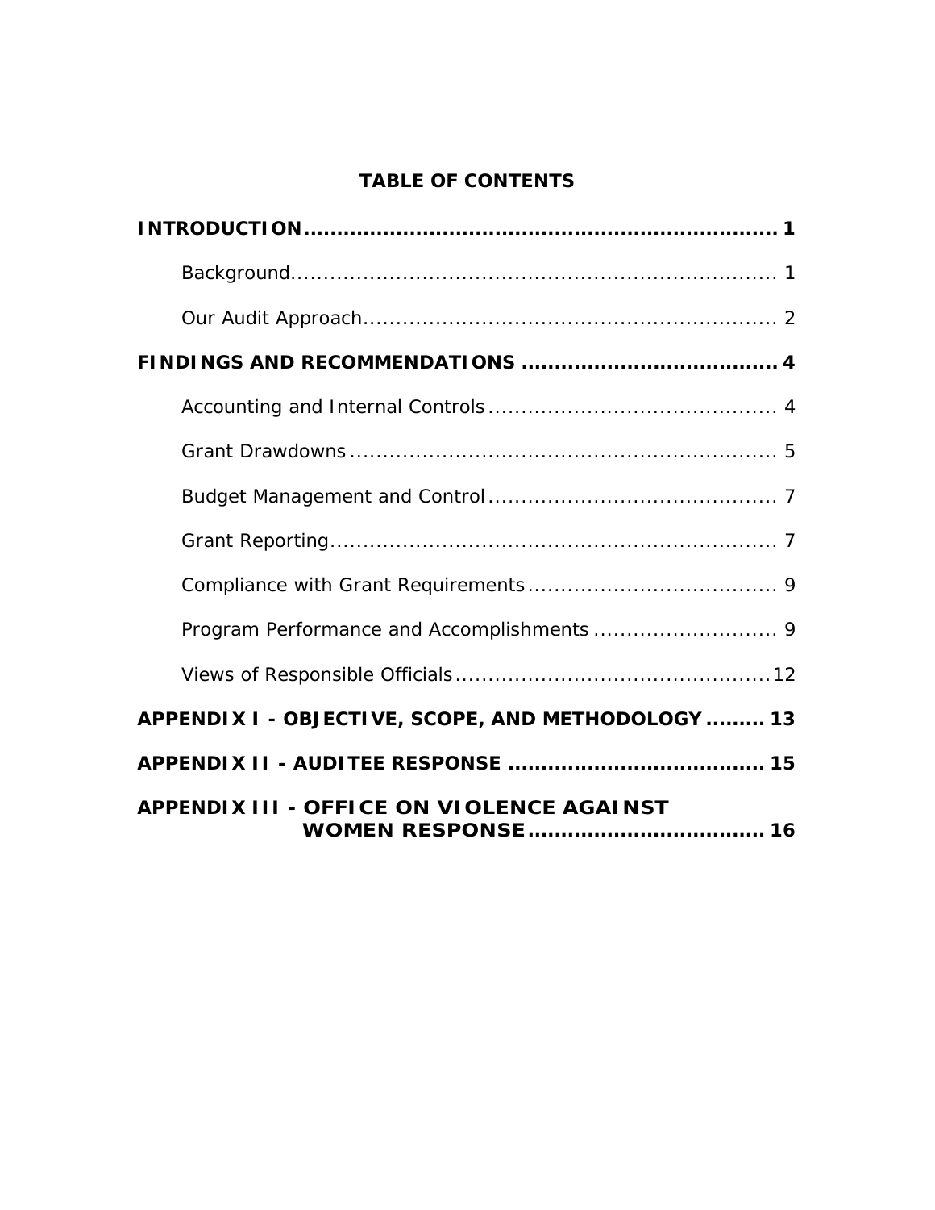## TABLE OF CONTENTS

**INTRODUCTION .......................................................................... 1**

- Background .......................................................................... 1
- Our Audit Approach .......................................................................... 2

**FINDINGS AND RECOMMENDATIONS .......................................... 4**

- Accounting and Internal Controls .......................................... 4
- Grant Drawdowns .......................................................................... 5
- Budget Management and Control .......................................... 7
- Grant Reporting .......................................................................... 7
- Compliance with Grant Requirements .......................................... 9
- Program Performance and Accomplishments .......................................... 9
- Views of Responsible Officials .......................................... 12

**APPENDIX I - OBJECTIVE, SCOPE, AND METHODOLOGY ......... 13**

**APPENDIX II - AUDITEE RESPONSE .......................................... 15**

**APPENDIX III - OFFICE ON VIOLENCE AGAINST WOMEN RESPONSE .......................................... 16**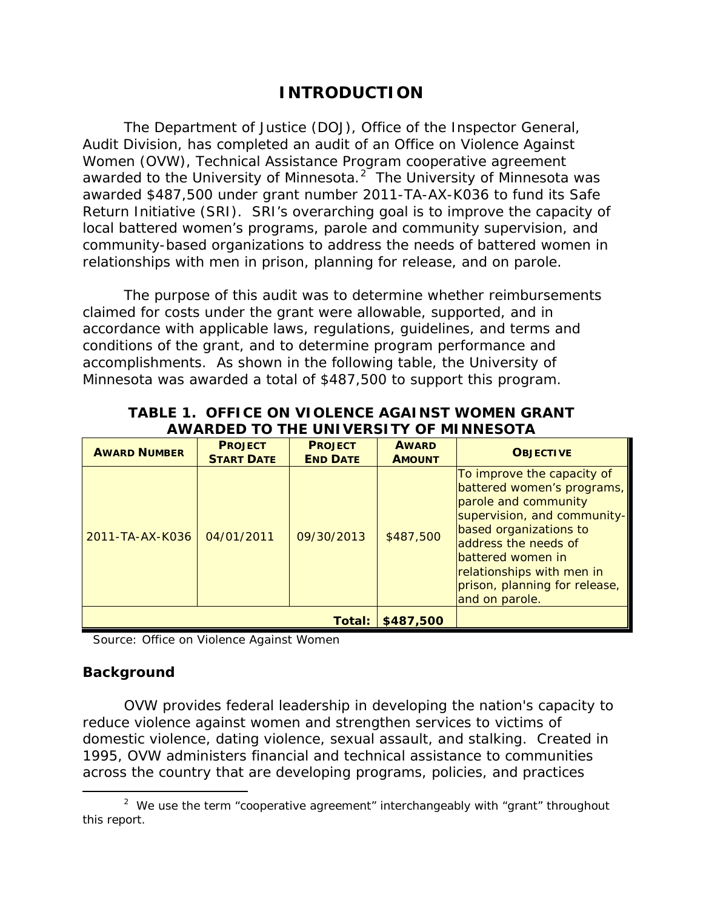# INTRODUCTION

The Department of Justice (DOJ), Office of the Inspector General, Audit Division, has completed an audit of an Office on Violence Against Women (OVW), Technical Assistance Program cooperative agreement awarded to the University of Minnesota.[2] The University of Minnesota was awarded $487,500 under grant number 2011-TA-AX-K036 to fund its Safe Return Initiative (SRI). SRI's overarching goal is to improve the capacity of local battered women's programs, parole and community supervision, and community-based organizations to address the needs of battered women in relationships with men in prison, planning for release, and on parole.

The purpose of this audit was to determine whether reimbursements claimed for costs under the grant were allowable, supported, and in accordance with applicable laws, regulations, guidelines, and terms and conditions of the grant, and to determine program performance and accomplishments. As shown in the following table, the University of Minnesota was awarded a total of $487,500 to support this program.

**TABLE 1. OFFICE ON VIOLENCE AGAINST WOMEN GRANT AWARDED TO THE UNIVERSITY OF MINNESOTA**

| AWARD NUMBER | PROJECT START DATE | PROJECT END DATE | AWARD AMOUNT | OBJECTIVE |
|---|---|---|---|---|
| 2011-TA-AX-K036 | 04/01/2011 | 09/30/2013 | $487,500 | To improve the capacity of battered women's programs, parole and community supervision, and community-based organizations to address the needs of battered women in relationships with men in prison, planning for release, and on parole. |
| | | **Total:** | **$487,500** | |

Source: Office on Violence Against Women

## Background

OVW provides federal leadership in developing the nation's capacity to reduce violence against women and strengthen services to victims of domestic violence, dating violence, sexual assault, and stalking. Created in 1995, OVW administers financial and technical assistance to communities across the country that are developing programs, policies, and practices

---

[2] We use the term "cooperative agreement" interchangeably with "grant" throughout this report.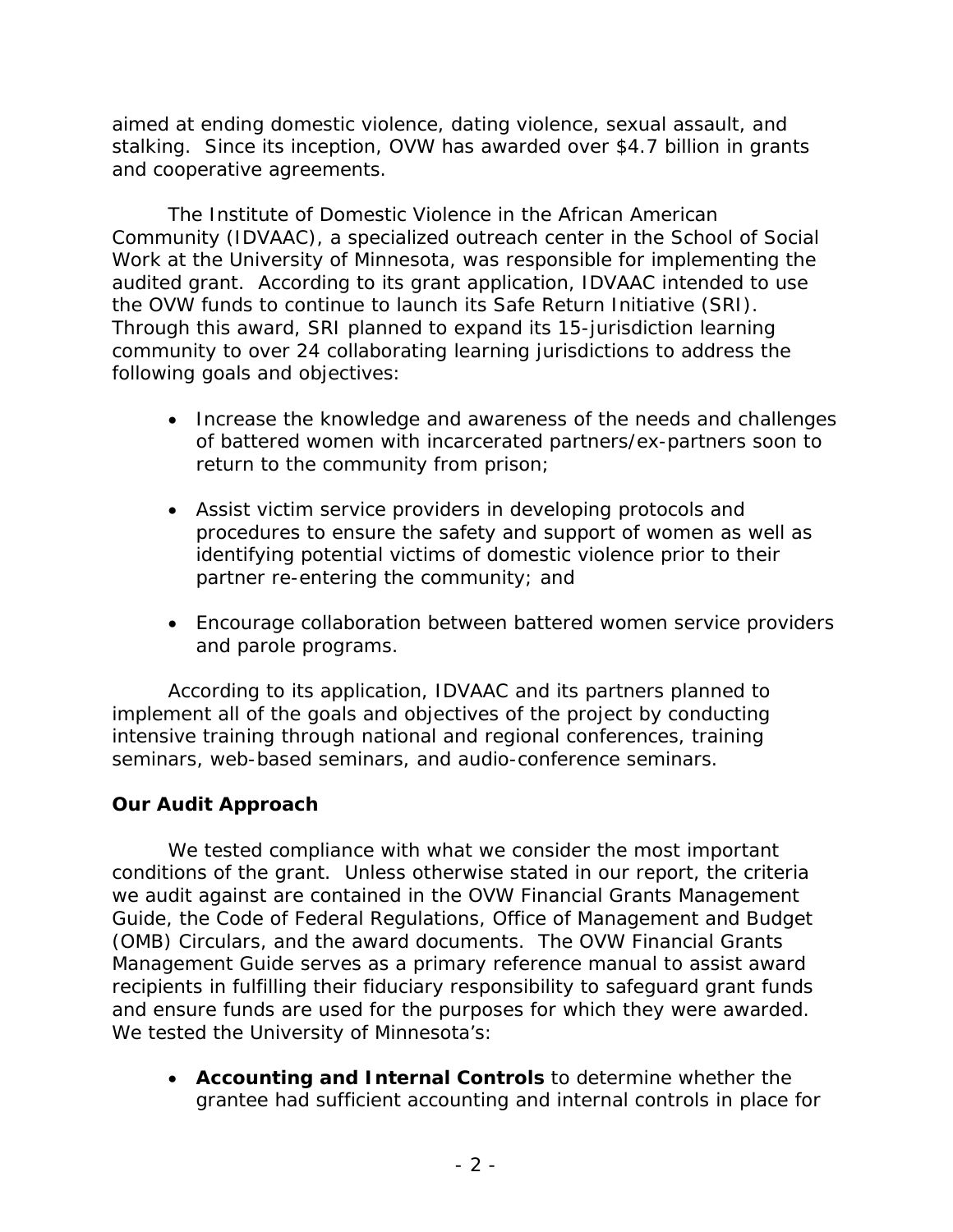aimed at ending domestic violence, dating violence, sexual assault, and stalking. Since its inception, OVW has awarded over $4.7 billion in grants and cooperative agreements.

The Institute of Domestic Violence in the African American Community (IDVAAC), a specialized outreach center in the School of Social Work at the University of Minnesota, was responsible for implementing the audited grant. According to its grant application, IDVAAC intended to use the OVW funds to continue to launch its Safe Return Initiative (SRI). Through this award, SRI planned to expand its 15-jurisdiction learning community to over 24 collaborating learning jurisdictions to address the following goals and objectives:

- Increase the knowledge and awareness of the needs and challenges of battered women with incarcerated partners/ex-partners soon to return to the community from prison;
- Assist victim service providers in developing protocols and procedures to ensure the safety and support of women as well as identifying potential victims of domestic violence prior to their partner re-entering the community; and
- Encourage collaboration between battered women service providers and parole programs.

According to its application, IDVAAC and its partners planned to implement all of the goals and objectives of the project by conducting intensive training through national and regional conferences, training seminars, web-based seminars, and audio-conference seminars.

## Our Audit Approach

We tested compliance with what we consider the most important conditions of the grant. Unless otherwise stated in our report, the criteria we audit against are contained in the OVW Financial Grants Management Guide, the Code of Federal Regulations, Office of Management and Budget (OMB) Circulars, and the award documents. The OVW Financial Grants Management Guide serves as a primary reference manual to assist award recipients in fulfilling their fiduciary responsibility to safeguard grant funds and ensure funds are used for the purposes for which they were awarded. We tested the University of Minnesota's:

- **Accounting and Internal Controls** to determine whether the grantee had sufficient accounting and internal controls in place for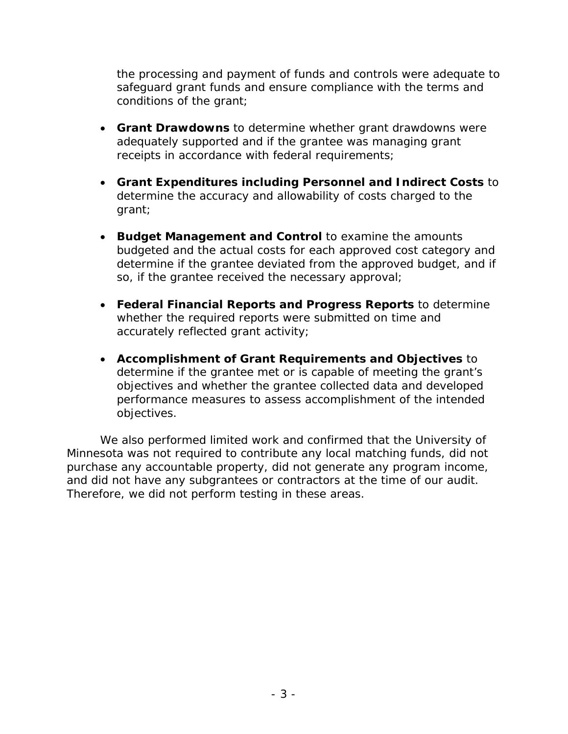the processing and payment of funds and controls were adequate to safeguard grant funds and ensure compliance with the terms and conditions of the grant;

- **Grant Drawdowns** to determine whether grant drawdowns were adequately supported and if the grantee was managing grant receipts in accordance with federal requirements;

- **Grant Expenditures including Personnel and Indirect Costs** to determine the accuracy and allowability of costs charged to the grant;

- **Budget Management and Control** to examine the amounts budgeted and the actual costs for each approved cost category and determine if the grantee deviated from the approved budget, and if so, if the grantee received the necessary approval;

- **Federal Financial Reports and Progress Reports** to determine whether the required reports were submitted on time and accurately reflected grant activity;

- **Accomplishment of Grant Requirements and Objectives** to determine if the grantee met or is capable of meeting the grant's objectives and whether the grantee collected data and developed performance measures to assess accomplishment of the intended objectives.

We also performed limited work and confirmed that the University of Minnesota was not required to contribute any local matching funds, did not purchase any accountable property, did not generate any program income, and did not have any subgrantees or contractors at the time of our audit. Therefore, we did not perform testing in these areas.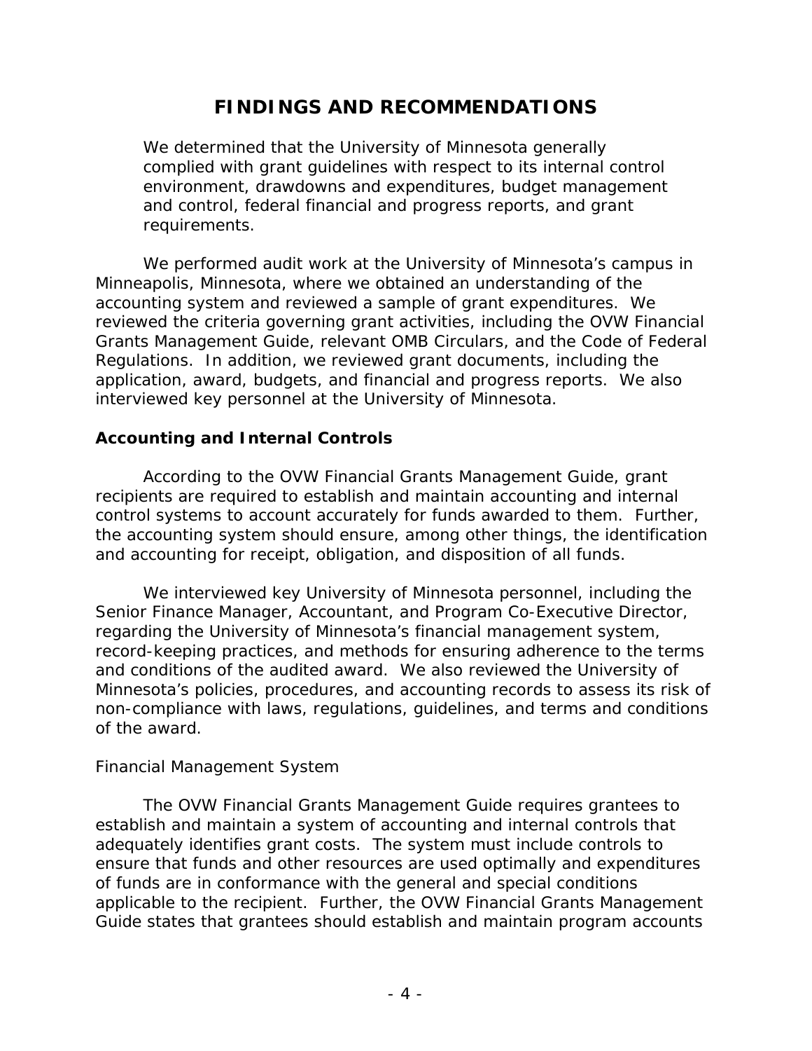# FINDINGS AND RECOMMENDATIONS

> We determined that the University of Minnesota generally complied with grant guidelines with respect to its internal control environment, drawdowns and expenditures, budget management and control, federal financial and progress reports, and grant requirements.

We performed audit work at the University of Minnesota's campus in Minneapolis, Minnesota, where we obtained an understanding of the accounting system and reviewed a sample of grant expenditures. We reviewed the criteria governing grant activities, including the OVW Financial Grants Management Guide, relevant OMB Circulars, and the Code of Federal Regulations. In addition, we reviewed grant documents, including the application, award, budgets, and financial and progress reports. We also interviewed key personnel at the University of Minnesota.

## Accounting and Internal Controls

According to the OVW Financial Grants Management Guide, grant recipients are required to establish and maintain accounting and internal control systems to account accurately for funds awarded to them. Further, the accounting system should ensure, among other things, the identification and accounting for receipt, obligation, and disposition of all funds.

We interviewed key University of Minnesota personnel, including the Senior Finance Manager, Accountant, and Program Co-Executive Director, regarding the University of Minnesota's financial management system, record-keeping practices, and methods for ensuring adherence to the terms and conditions of the audited award. We also reviewed the University of Minnesota's policies, procedures, and accounting records to assess its risk of non-compliance with laws, regulations, guidelines, and terms and conditions of the award.

### Financial Management System

The OVW Financial Grants Management Guide requires grantees to establish and maintain a system of accounting and internal controls that adequately identifies grant costs. The system must include controls to ensure that funds and other resources are used optimally and expenditures of funds are in conformance with the general and special conditions applicable to the recipient. Further, the OVW Financial Grants Management Guide states that grantees should establish and maintain program accounts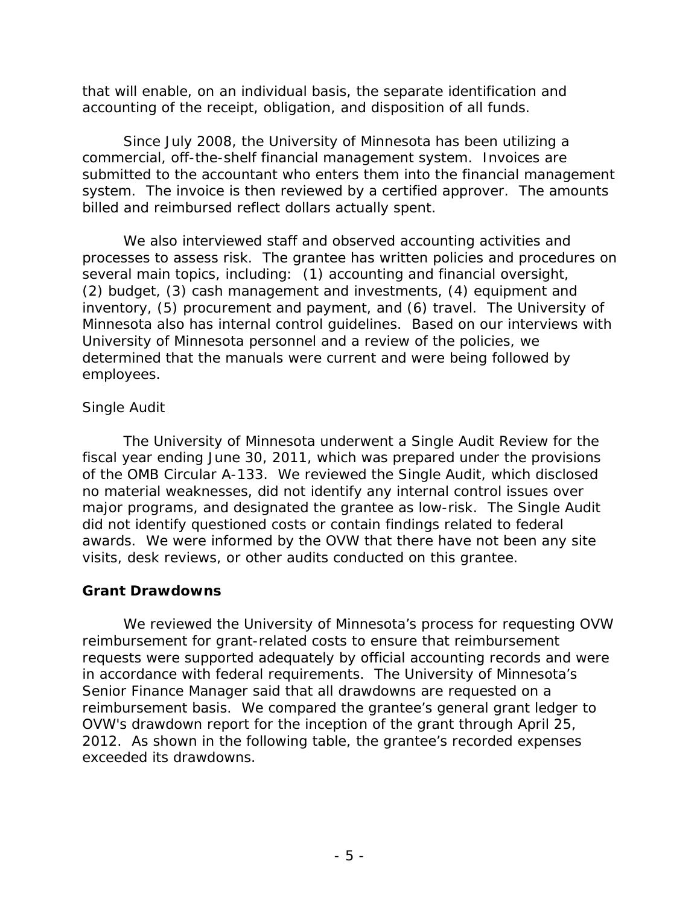that will enable, on an individual basis, the separate identification and accounting of the receipt, obligation, and disposition of all funds.

Since July 2008, the University of Minnesota has been utilizing a commercial, off-the-shelf financial management system. Invoices are submitted to the accountant who enters them into the financial management system. The invoice is then reviewed by a certified approver. The amounts billed and reimbursed reflect dollars actually spent.

We also interviewed staff and observed accounting activities and processes to assess risk. The grantee has written policies and procedures on several main topics, including: (1) accounting and financial oversight, (2) budget, (3) cash management and investments, (4) equipment and inventory, (5) procurement and payment, and (6) travel. The University of Minnesota also has internal control guidelines. Based on our interviews with University of Minnesota personnel and a review of the policies, we determined that the manuals were current and were being followed by employees.

*Single Audit*

The University of Minnesota underwent a Single Audit Review for the fiscal year ending June 30, 2011, which was prepared under the provisions of the OMB Circular A-133. We reviewed the Single Audit, which disclosed no material weaknesses, did not identify any internal control issues over major programs, and designated the grantee as low-risk. The Single Audit did not identify questioned costs or contain findings related to federal awards. We were informed by the OVW that there have not been any site visits, desk reviews, or other audits conducted on this grantee.

## Grant Drawdowns

We reviewed the University of Minnesota's process for requesting OVW reimbursement for grant-related costs to ensure that reimbursement requests were supported adequately by official accounting records and were in accordance with federal requirements. The University of Minnesota's Senior Finance Manager said that all drawdowns are requested on a reimbursement basis. We compared the grantee's general grant ledger to OVW's drawdown report for the inception of the grant through April 25, 2012. As shown in the following table, the grantee's recorded expenses exceeded its drawdowns.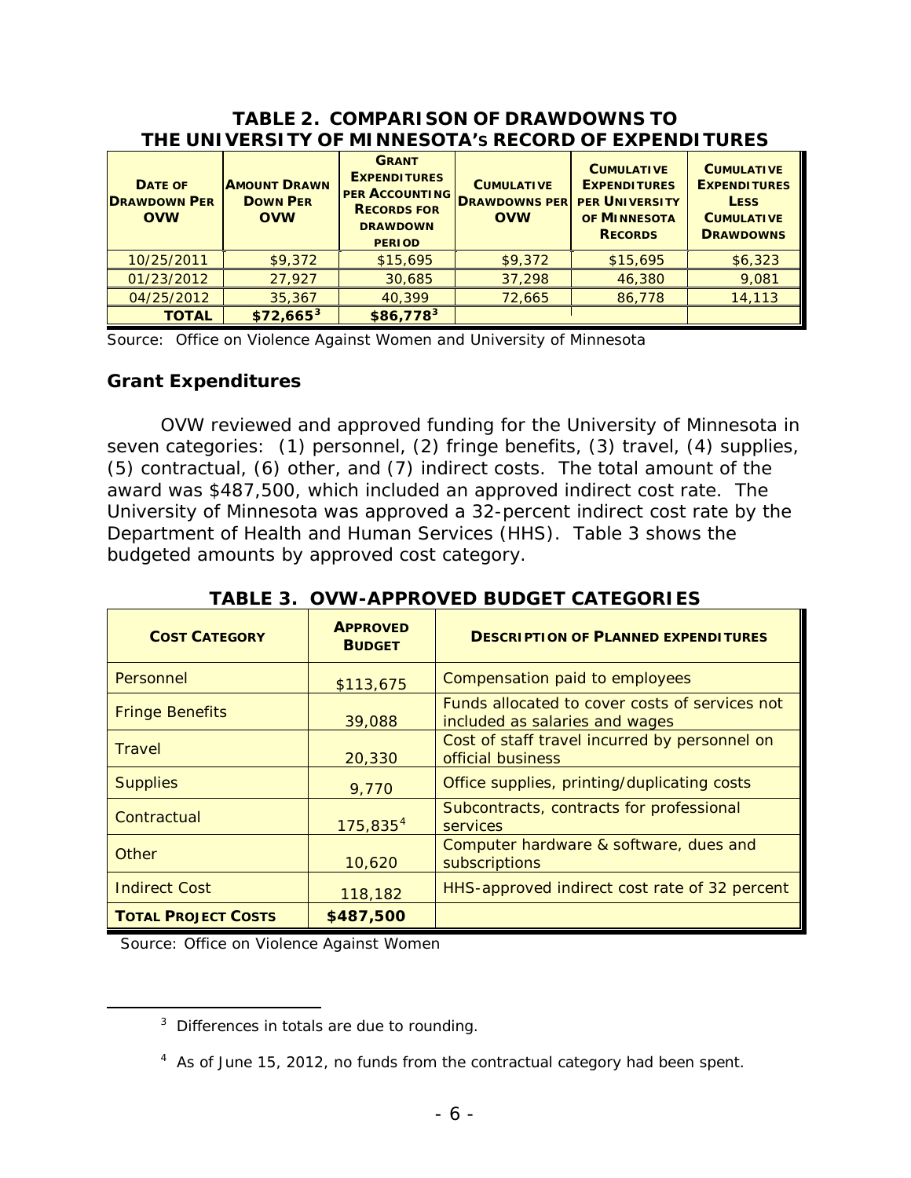**TABLE 2. COMPARISON OF DRAWDOWNS TO THE UNIVERSITY OF MINNESOTA's RECORD OF EXPENDITURES**

| DATE OF DRAWDOWN PER OVW | AMOUNT DRAWN DOWN PER OVW | GRANT EXPENDITURES PER ACCOUNTING RECORDS FOR DRAWDOWN PERIOD | CUMULATIVE DRAWDOWNS PER OVW | CUMULATIVE EXPENDITURES PER UNIVERSITY OF MINNESOTA RECORDS | CUMULATIVE EXPENDITURES LESS CUMULATIVE DRAWDOWNS |
|---|---|---|---|---|---|
| 10/25/2011 | $9,372 | $15,695 | $9,372 | $15,695 | $6,323 |
| 01/23/2012 | 27,927 | 30,685 | 37,298 | 46,380 | 9,081 |
| 04/25/2012 | 35,367 | 40,399 | 72,665 | 86,778 | 14,113 |
| **TOTAL** | **$72,665**[3] | **$86,778**[3] | | | |

Source: Office on Violence Against Women and University of Minnesota

### Grant Expenditures

OVW reviewed and approved funding for the University of Minnesota in seven categories: (1) personnel, (2) fringe benefits, (3) travel, (4) supplies, (5) contractual, (6) other, and (7) indirect costs. The total amount of the award was $487,500, which included an approved indirect cost rate. The University of Minnesota was approved a 32-percent indirect cost rate by the Department of Health and Human Services (HHS). Table 3 shows the budgeted amounts by approved cost category.

**TABLE 3. OVW-APPROVED BUDGET CATEGORIES**

| COST CATEGORY | APPROVED BUDGET | DESCRIPTION OF PLANNED EXPENDITURES |
|---|---|---|
| Personnel | $113,675 | Compensation paid to employees |
| Fringe Benefits | 39,088 | Funds allocated to cover costs of services not included as salaries and wages |
| Travel | 20,330 | Cost of staff travel incurred by personnel on official business |
| Supplies | 9,770 | Office supplies, printing/duplicating costs |
| Contractual | 175,835[4] | Subcontracts, contracts for professional services |
| Other | 10,620 | Computer hardware & software, dues and subscriptions |
| Indirect Cost | 118,182 | HHS-approved indirect cost rate of 32 percent |
| **TOTAL PROJECT COSTS** | **$487,500** | |

Source: Office on Violence Against Women

---

[3] Differences in totals are due to rounding.

[4] As of June 15, 2012, no funds from the contractual category had been spent.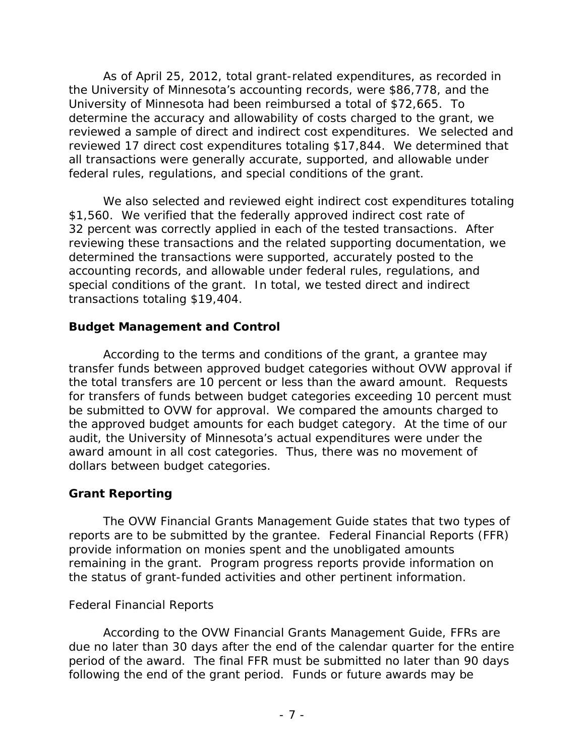As of April 25, 2012, total grant-related expenditures, as recorded in the University of Minnesota's accounting records, were $86,778, and the University of Minnesota had been reimbursed a total of $72,665. To determine the accuracy and allowability of costs charged to the grant, we reviewed a sample of direct and indirect cost expenditures. We selected and reviewed 17 direct cost expenditures totaling $17,844. We determined that all transactions were generally accurate, supported, and allowable under federal rules, regulations, and special conditions of the grant.

We also selected and reviewed eight indirect cost expenditures totaling $1,560. We verified that the federally approved indirect cost rate of 32 percent was correctly applied in each of the tested transactions. After reviewing these transactions and the related supporting documentation, we determined the transactions were supported, accurately posted to the accounting records, and allowable under federal rules, regulations, and special conditions of the grant. In total, we tested direct and indirect transactions totaling $19,404.

## Budget Management and Control

According to the terms and conditions of the grant, a grantee may transfer funds between approved budget categories without OVW approval if the total transfers are 10 percent or less than the award amount. Requests for transfers of funds between budget categories exceeding 10 percent must be submitted to OVW for approval. We compared the amounts charged to the approved budget amounts for each budget category. At the time of our audit, the University of Minnesota's actual expenditures were under the award amount in all cost categories. Thus, there was no movement of dollars between budget categories.

## Grant Reporting

The OVW Financial Grants Management Guide states that two types of reports are to be submitted by the grantee. Federal Financial Reports (FFR) provide information on monies spent and the unobligated amounts remaining in the grant. Program progress reports provide information on the status of grant-funded activities and other pertinent information.

### Federal Financial Reports

According to the OVW Financial Grants Management Guide, FFRs are due no later than 30 days after the end of the calendar quarter for the entire period of the award. The final FFR must be submitted no later than 90 days following the end of the grant period. Funds or future awards may be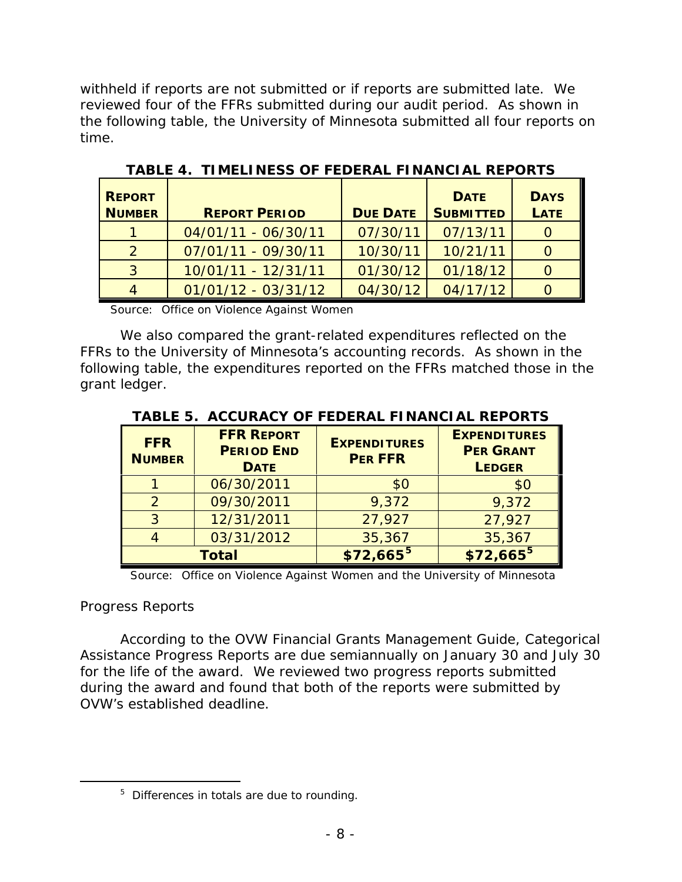withheld if reports are not submitted or if reports are submitted late. We reviewed four of the FFRs submitted during our audit period. As shown in the following table, the University of Minnesota submitted all four reports on time.

**TABLE 4. TIMELINESS OF FEDERAL FINANCIAL REPORTS**

| REPORT NUMBER | REPORT PERIOD | DUE DATE | DATE SUBMITTED | DAYS LATE |
|---|---|---|---|---|
| 1 | 04/01/11 - 06/30/11 | 07/30/11 | 07/13/11 | 0 |
| 2 | 07/01/11 - 09/30/11 | 10/30/11 | 10/21/11 | 0 |
| 3 | 10/01/11 - 12/31/11 | 01/30/12 | 01/18/12 | 0 |
| 4 | 01/01/12 - 03/31/12 | 04/30/12 | 04/17/12 | 0 |

Source: Office on Violence Against Women

We also compared the grant-related expenditures reflected on the FFRs to the University of Minnesota's accounting records. As shown in the following table, the expenditures reported on the FFRs matched those in the grant ledger.

**TABLE 5. ACCURACY OF FEDERAL FINANCIAL REPORTS**

| FFR NUMBER | FFR REPORT PERIOD END DATE | EXPENDITURES PER FFR | EXPENDITURES PER GRANT LEDGER |
|---|---|---|---|
| 1 | 06/30/2011 | $0 | $0 |
| 2 | 09/30/2011 | 9,372 | 9,372 |
| 3 | 12/31/2011 | 27,927 | 27,927 |
| 4 | 03/31/2012 | 35,367 | 35,367 |
| **Total** | | **$72,665**[5] | **$72,665**[5] |

Source: Office on Violence Against Women and the University of Minnesota

*Progress Reports*

According to the OVW Financial Grants Management Guide, Categorical Assistance Progress Reports are due semiannually on January 30 and July 30 for the life of the award. We reviewed two progress reports submitted during the award and found that both of the reports were submitted by OVW's established deadline.

---

[5] Differences in totals are due to rounding.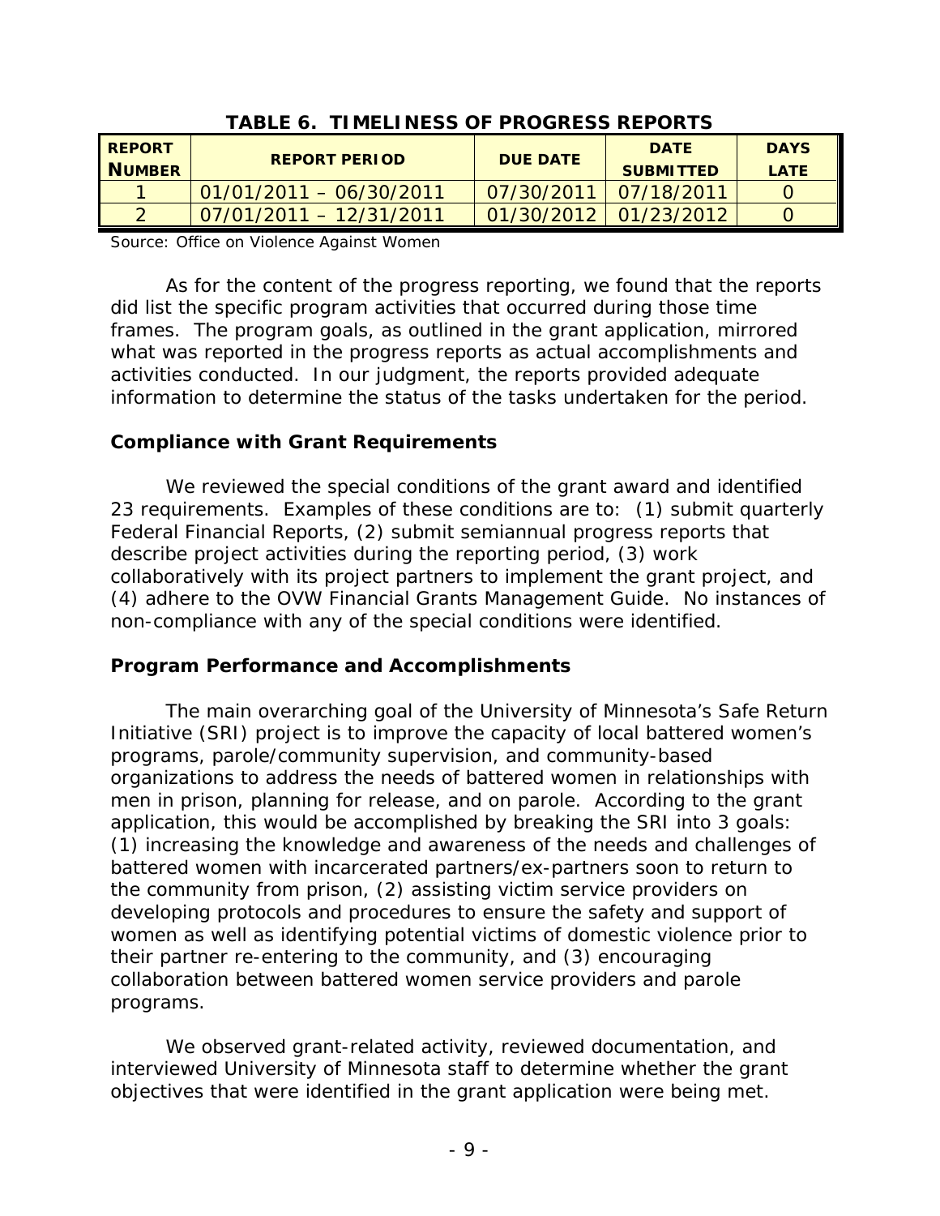**TABLE 6. TIMELINESS OF PROGRESS REPORTS**

| REPORT NUMBER | REPORT PERIOD | DUE DATE | DATE SUBMITTED | DAYS LATE |
|---|---|---|---|---|
| 1 | 01/01/2011 – 06/30/2011 | 07/30/2011 | 07/18/2011 | 0 |
| 2 | 07/01/2011 – 12/31/2011 | 01/30/2012 | 01/23/2012 | 0 |

Source: Office on Violence Against Women

As for the content of the progress reporting, we found that the reports did list the specific program activities that occurred during those time frames. The program goals, as outlined in the grant application, mirrored what was reported in the progress reports as actual accomplishments and activities conducted. In our judgment, the reports provided adequate information to determine the status of the tasks undertaken for the period.

### Compliance with Grant Requirements

We reviewed the special conditions of the grant award and identified 23 requirements. Examples of these conditions are to: (1) submit quarterly Federal Financial Reports, (2) submit semiannual progress reports that describe project activities during the reporting period, (3) work collaboratively with its project partners to implement the grant project, and (4) adhere to the OVW Financial Grants Management Guide. No instances of non-compliance with any of the special conditions were identified.

### Program Performance and Accomplishments

The main overarching goal of the University of Minnesota's Safe Return Initiative (SRI) project is to improve the capacity of local battered women's programs, parole/community supervision, and community-based organizations to address the needs of battered women in relationships with men in prison, planning for release, and on parole. According to the grant application, this would be accomplished by breaking the SRI into 3 goals: (1) increasing the knowledge and awareness of the needs and challenges of battered women with incarcerated partners/ex-partners soon to return to the community from prison, (2) assisting victim service providers on developing protocols and procedures to ensure the safety and support of women as well as identifying potential victims of domestic violence prior to their partner re-entering to the community, and (3) encouraging collaboration between battered women service providers and parole programs.

We observed grant-related activity, reviewed documentation, and interviewed University of Minnesota staff to determine whether the grant objectives that were identified in the grant application were being met.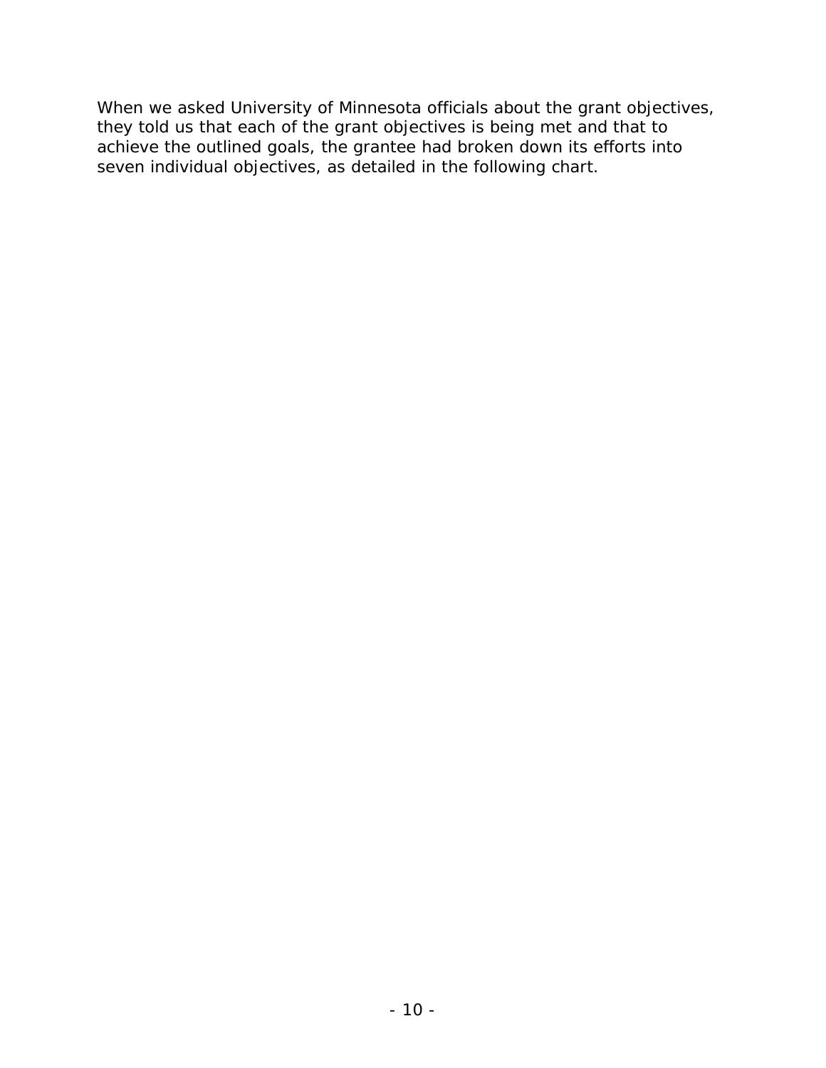When we asked University of Minnesota officials about the grant objectives, they told us that each of the grant objectives is being met and that to achieve the outlined goals, the grantee had broken down its efforts into seven individual objectives, as detailed in the following chart.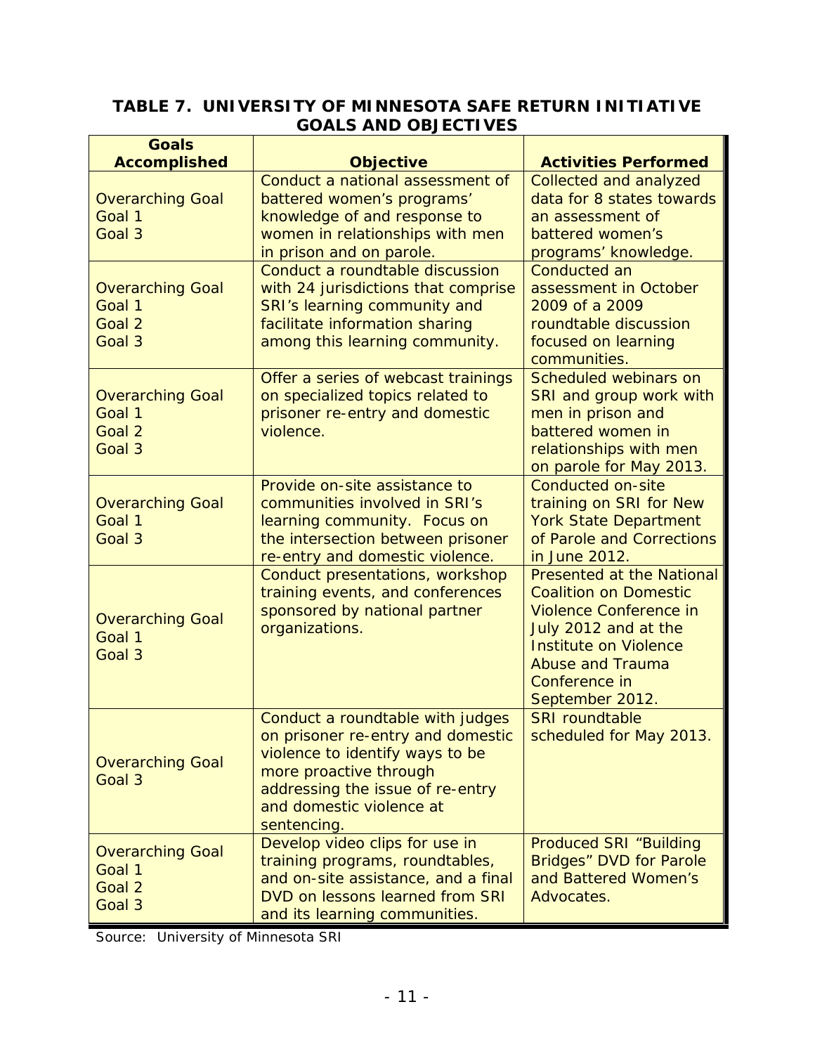**TABLE 7. UNIVERSITY OF MINNESOTA SAFE RETURN INITIATIVE GOALS AND OBJECTIVES**

| Goals Accomplished | Objective | Activities Performed |
|---|---|---|
| Overarching Goal<br>Goal 1<br>Goal 3 | Conduct a national assessment of battered women's programs' knowledge of and response to women in relationships with men in prison and on parole. | Collected and analyzed data for 8 states towards an assessment of battered women's programs' knowledge. |
| Overarching Goal<br>Goal 1<br>Goal 2<br>Goal 3 | Conduct a roundtable discussion with 24 jurisdictions that comprise SRI's learning community and facilitate information sharing among this learning community. | Conducted an assessment in October 2009 of a 2009 roundtable discussion focused on learning communities. |
| Overarching Goal<br>Goal 1<br>Goal 2<br>Goal 3 | Offer a series of webcast trainings on specialized topics related to prisoner re-entry and domestic violence. | Scheduled webinars on SRI and group work with men in prison and battered women in relationships with men on parole for May 2013. |
| Overarching Goal<br>Goal 1<br>Goal 3 | Provide on-site assistance to communities involved in SRI's learning community. Focus on the intersection between prisoner re-entry and domestic violence. | Conducted on-site training on SRI for New York State Department of Parole and Corrections in June 2012. |
| Overarching Goal<br>Goal 1<br>Goal 3 | Conduct presentations, workshop training events, and conferences sponsored by national partner organizations. | Presented at the National Coalition on Domestic Violence Conference in July 2012 and at the Institute on Violence Abuse and Trauma Conference in September 2012. |
| Overarching Goal<br>Goal 3 | Conduct a roundtable with judges on prisoner re-entry and domestic violence to identify ways to be more proactive through addressing the issue of re-entry and domestic violence at sentencing. | SRI roundtable scheduled for May 2013. |
| Overarching Goal<br>Goal 1<br>Goal 2<br>Goal 3 | Develop video clips for use in training programs, roundtables, and on-site assistance, and a final DVD on lessons learned from SRI and its learning communities. | Produced SRI "Building Bridges" DVD for Parole and Battered Women's Advocates. |

Source: University of Minnesota SRI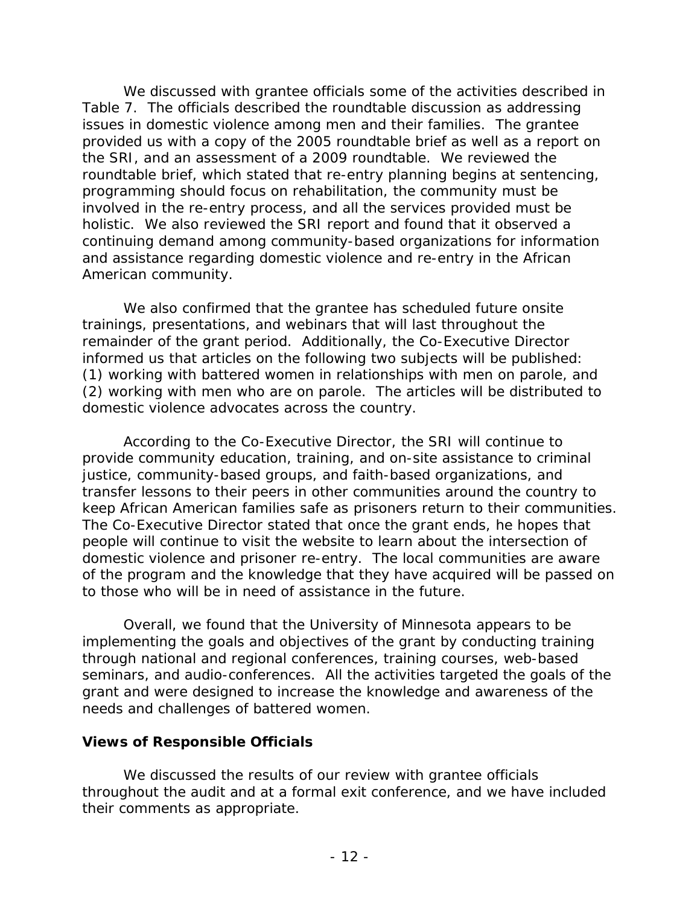We discussed with grantee officials some of the activities described in Table 7. The officials described the roundtable discussion as addressing issues in domestic violence among men and their families. The grantee provided us with a copy of the 2005 roundtable brief as well as a report on the SRI, and an assessment of a 2009 roundtable. We reviewed the roundtable brief, which stated that re-entry planning begins at sentencing, programming should focus on rehabilitation, the community must be involved in the re-entry process, and all the services provided must be holistic. We also reviewed the SRI report and found that it observed a continuing demand among community-based organizations for information and assistance regarding domestic violence and re-entry in the African American community.

We also confirmed that the grantee has scheduled future onsite trainings, presentations, and webinars that will last throughout the remainder of the grant period. Additionally, the Co-Executive Director informed us that articles on the following two subjects will be published: (1) working with battered women in relationships with men on parole, and (2) working with men who are on parole. The articles will be distributed to domestic violence advocates across the country.

According to the Co-Executive Director, the SRI will continue to provide community education, training, and on-site assistance to criminal justice, community-based groups, and faith-based organizations, and transfer lessons to their peers in other communities around the country to keep African American families safe as prisoners return to their communities. The Co-Executive Director stated that once the grant ends, he hopes that people will continue to visit the website to learn about the intersection of domestic violence and prisoner re-entry. The local communities are aware of the program and the knowledge that they have acquired will be passed on to those who will be in need of assistance in the future.

Overall, we found that the University of Minnesota appears to be implementing the goals and objectives of the grant by conducting training through national and regional conferences, training courses, web-based seminars, and audio-conferences. All the activities targeted the goals of the grant and were designed to increase the knowledge and awareness of the needs and challenges of battered women.

### Views of Responsible Officials

We discussed the results of our review with grantee officials throughout the audit and at a formal exit conference, and we have included their comments as appropriate.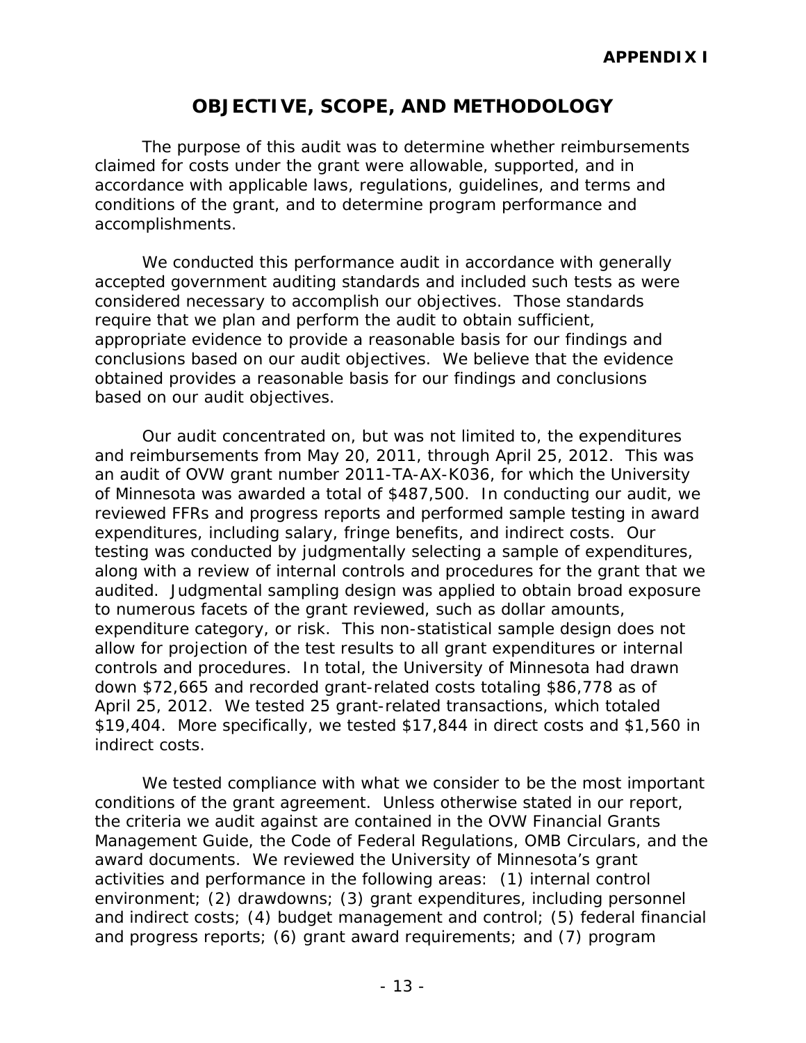**APPENDIX I**

# OBJECTIVE, SCOPE, AND METHODOLOGY

The purpose of this audit was to determine whether reimbursements claimed for costs under the grant were allowable, supported, and in accordance with applicable laws, regulations, guidelines, and terms and conditions of the grant, and to determine program performance and accomplishments.

We conducted this performance audit in accordance with generally accepted government auditing standards and included such tests as were considered necessary to accomplish our objectives. Those standards require that we plan and perform the audit to obtain sufficient, appropriate evidence to provide a reasonable basis for our findings and conclusions based on our audit objectives. We believe that the evidence obtained provides a reasonable basis for our findings and conclusions based on our audit objectives.

Our audit concentrated on, but was not limited to, the expenditures and reimbursements from May 20, 2011, through April 25, 2012. This was an audit of OVW grant number 2011-TA-AX-K036, for which the University of Minnesota was awarded a total of $487,500. In conducting our audit, we reviewed FFRs and progress reports and performed sample testing in award expenditures, including salary, fringe benefits, and indirect costs. Our testing was conducted by judgmentally selecting a sample of expenditures, along with a review of internal controls and procedures for the grant that we audited. Judgmental sampling design was applied to obtain broad exposure to numerous facets of the grant reviewed, such as dollar amounts, expenditure category, or risk. This non-statistical sample design does not allow for projection of the test results to all grant expenditures or internal controls and procedures. In total, the University of Minnesota had drawn down $72,665 and recorded grant-related costs totaling $86,778 as of April 25, 2012. We tested 25 grant-related transactions, which totaled $19,404. More specifically, we tested $17,844 in direct costs and $1,560 in indirect costs.

We tested compliance with what we consider to be the most important conditions of the grant agreement. Unless otherwise stated in our report, the criteria we audit against are contained in the OVW Financial Grants Management Guide, the Code of Federal Regulations, OMB Circulars, and the award documents. We reviewed the University of Minnesota's grant activities and performance in the following areas: (1) internal control environment; (2) drawdowns; (3) grant expenditures, including personnel and indirect costs; (4) budget management and control; (5) federal financial and progress reports; (6) grant award requirements; and (7) program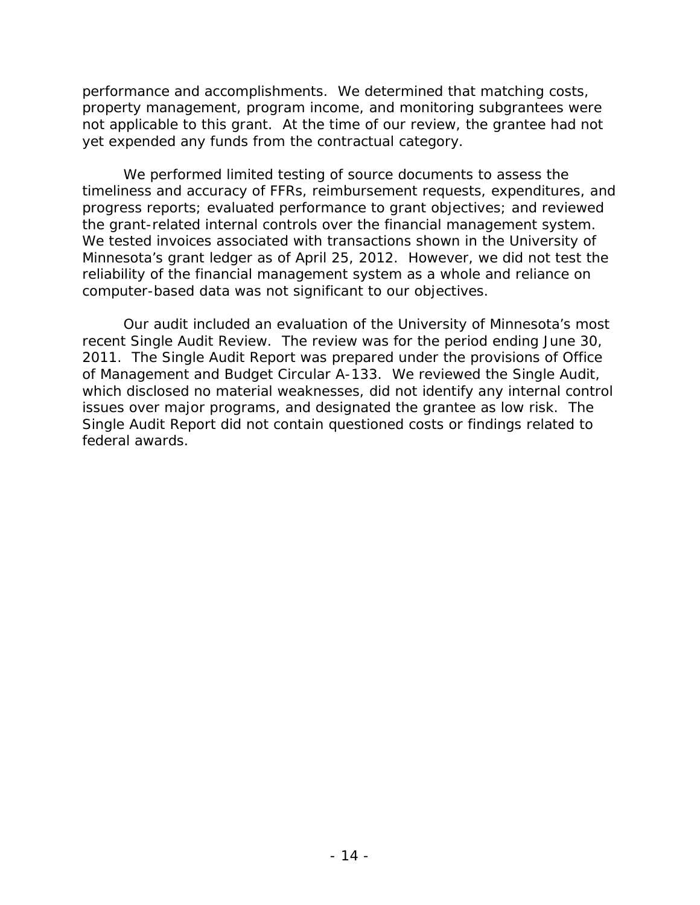performance and accomplishments. We determined that matching costs, property management, program income, and monitoring subgrantees were not applicable to this grant. At the time of our review, the grantee had not yet expended any funds from the contractual category.

We performed limited testing of source documents to assess the timeliness and accuracy of FFRs, reimbursement requests, expenditures, and progress reports; evaluated performance to grant objectives; and reviewed the grant-related internal controls over the financial management system. We tested invoices associated with transactions shown in the University of Minnesota's grant ledger as of April 25, 2012. However, we did not test the reliability of the financial management system as a whole and reliance on computer-based data was not significant to our objectives.

Our audit included an evaluation of the University of Minnesota's most recent Single Audit Review. The review was for the period ending June 30, 2011. The Single Audit Report was prepared under the provisions of Office of Management and Budget Circular A-133. We reviewed the Single Audit, which disclosed no material weaknesses, did not identify any internal control issues over major programs, and designated the grantee as low risk. The Single Audit Report did not contain questioned costs or findings related to federal awards.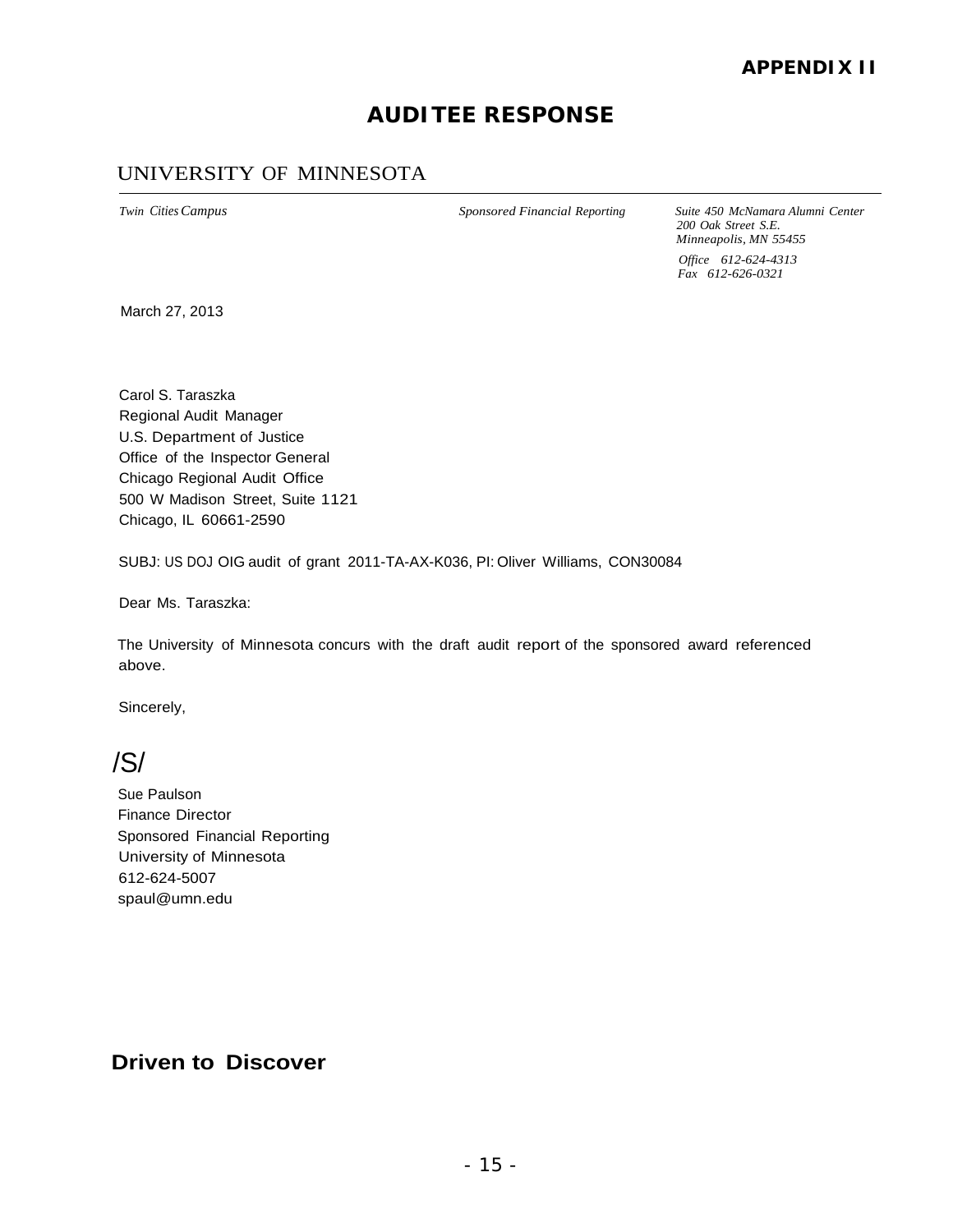**APPENDIX II**

## AUDITEE RESPONSE

UNIVERSITY OF MINNESOTA

*Twin Cities Campus* *Sponsored Financial Reporting* *Suite 450 McNamara Alumni Center*
*200 Oak Street S.E.*
*Minneapolis, MN 55455*

*Office 612-624-4313*
*Fax 612-626-0321*

March 27, 2013

Carol S. Taraszka
Regional Audit Manager
U.S. Department of Justice
Office of the Inspector General
Chicago Regional Audit Office
500 W Madison Street, Suite 1121
Chicago, IL 60661-2590

SUBJ: US DOJ OIG audit of grant 2011-TA-AX-K036, PI: Oliver Williams, CON30084

Dear Ms. Taraszka:

The University of Minnesota concurs with the draft audit report of the sponsored award referenced above.

Sincerely,

/S/

Sue Paulson
Finance Director
Sponsored Financial Reporting
University of Minnesota
612-624-5007
spaul@umn.edu

**Driven to Discover**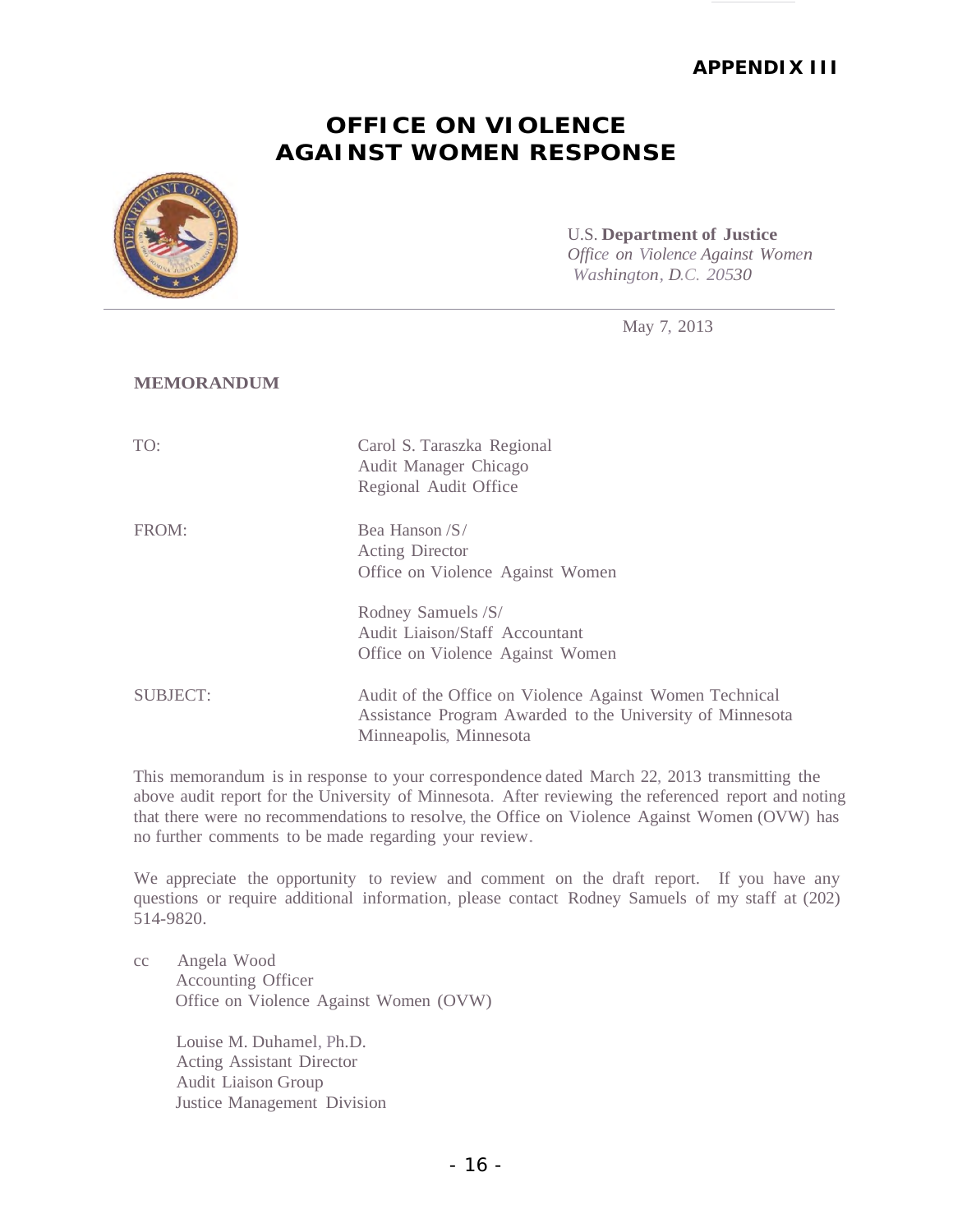# APPENDIX III

## OFFICE ON VIOLENCE AGAINST WOMEN RESPONSE

U.S. **Department of Justice**
*Office on Violence Against Women*
*Washington, D.C. 20530*

May 7, 2013

**MEMORANDUM**

TO: Carol S. Taraszka Regional Audit Manager Chicago Regional Audit Office

FROM: Bea Hanson /S/
Acting Director
Office on Violence Against Women

Rodney Samuels /S/
Audit Liaison/Staff Accountant
Office on Violence Against Women

SUBJECT: Audit of the Office on Violence Against Women Technical Assistance Program Awarded to the University of Minnesota Minneapolis, Minnesota

This memorandum is in response to your correspondence dated March 22, 2013 transmitting the above audit report for the University of Minnesota. After reviewing the referenced report and noting that there were no recommendations to resolve, the Office on Violence Against Women (OVW) has no further comments to be made regarding your review.

We appreciate the opportunity to review and comment on the draft report. If you have any questions or require additional information, please contact Rodney Samuels of my staff at (202) 514-9820.

cc Angela Wood
Accounting Officer
Office on Violence Against Women (OVW)

Louise M. Duhamel, Ph.D.
Acting Assistant Director
Audit Liaison Group
Justice Management Division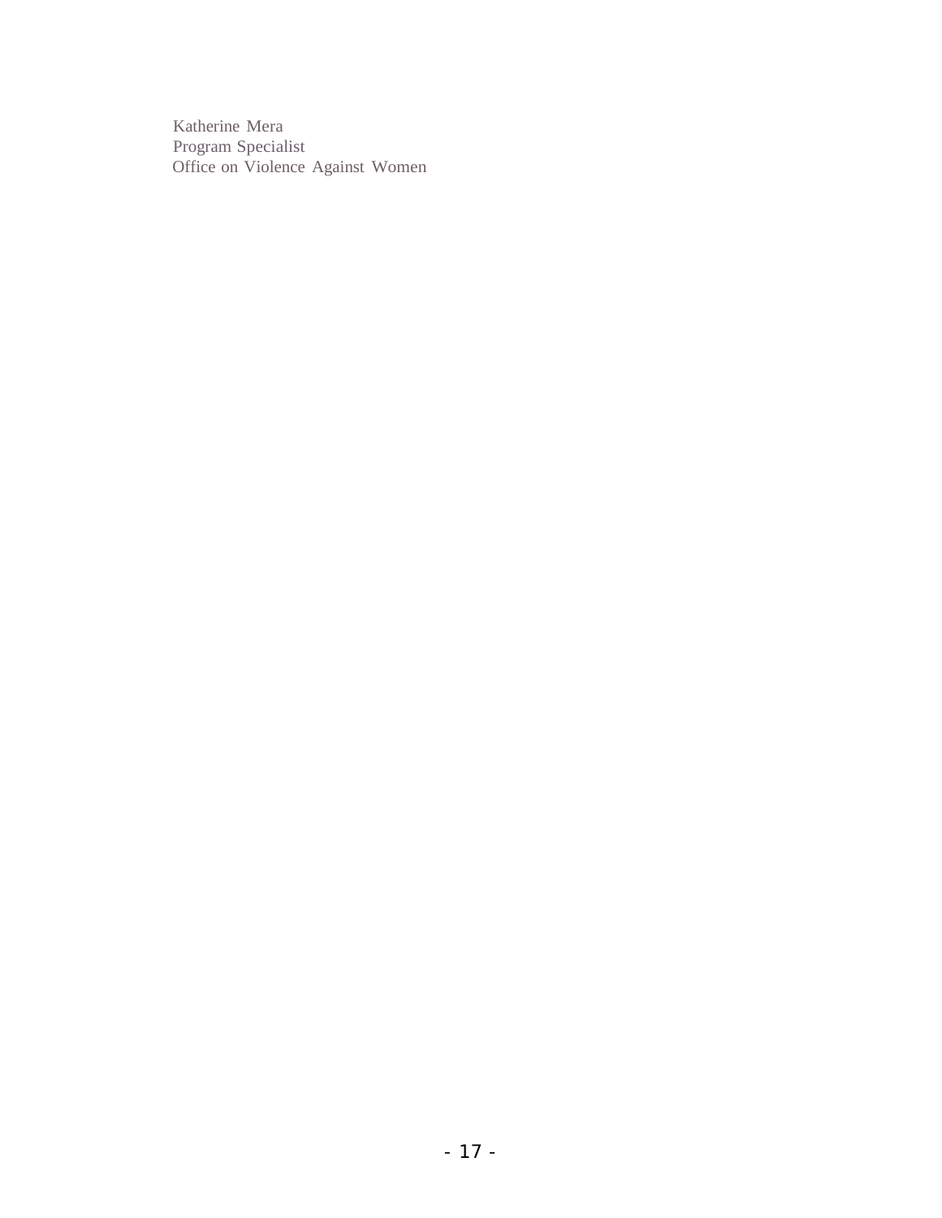Katherine Mera  
Program Specialist  
Office on Violence Against Women